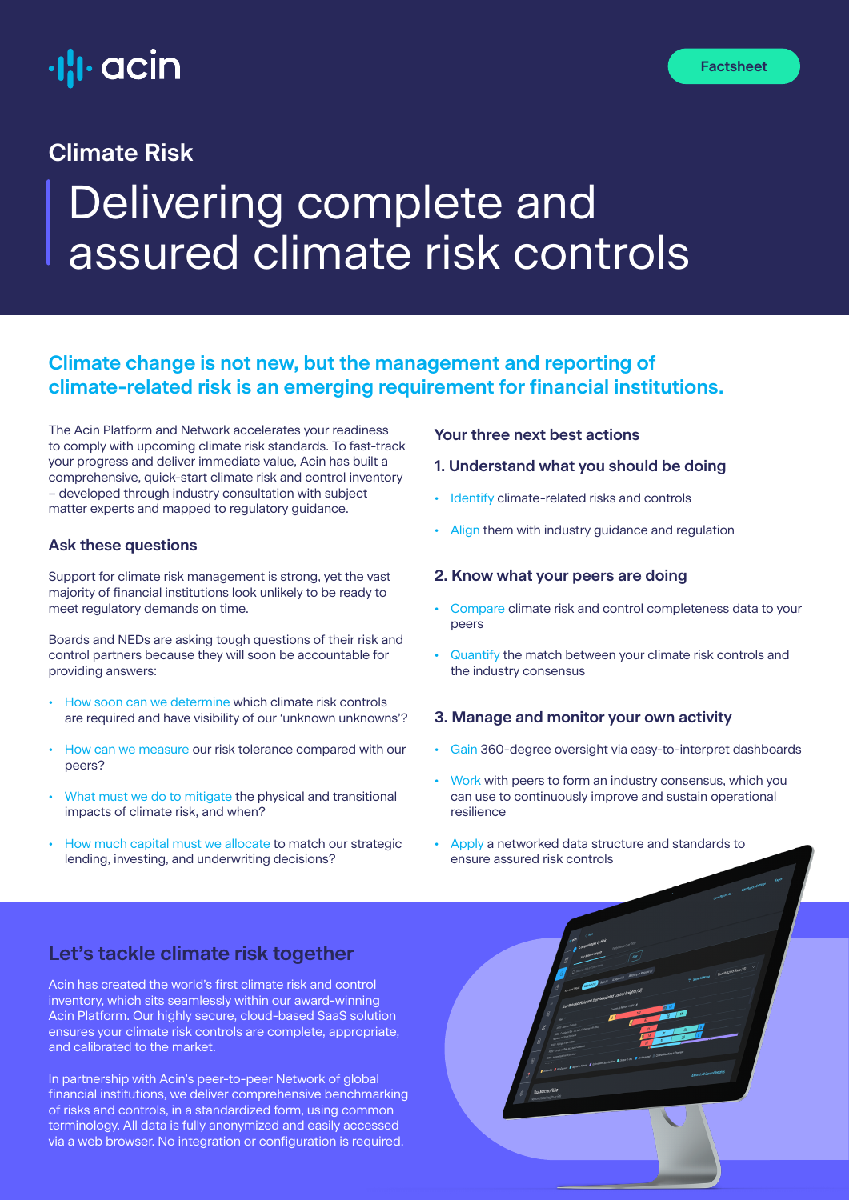acin

Factsheet

## Climate Risk

# Delivering complete and assured climate risk controls

### Climate change is not new, but the management and reporting of climate-related risk is an emerging requirement for financial institutions.

The Acin Platform and Network accelerates your readiness to comply with upcoming climate risk standards. To fast-track your progress and deliver immediate value, Acin has built a comprehensive, quick-start climate risk and control inventory – developed through industry consultation with subject matter experts and mapped to regulatory guidance.

### Ask these questions

Support for climate risk management is strong, yet the vast majority of financial institutions look unlikely to be ready to meet regulatory demands on time.

Boards and NEDs are asking tough questions of their risk and control partners because they will soon be accountable for providing answers:

- How soon can we determine which climate risk controls are required and have visibility of our 'unknown unknowns'?
- How can we measure our risk tolerance compared with our peers?
- What must we do to mitigate the physical and transitional impacts of climate risk, and when?
- How much capital must we allocate to match our strategic lending, investing, and underwriting decisions?

### Your three next best actions

#### 1. Understand what you should be doing

- Identify climate-related risks and controls
- Align them with industry guidance and regulation

#### 2. Know what your peers are doing

- Compare climate risk and control completeness data to your peers
- Quantify the match between your climate risk controls and the industry consensus

#### 3. Manage and monitor your own activity

- Gain 360-degree oversight via easy-to-interpret dashboards
- Work with peers to form an industry consensus, which you can use to continuously improve and sustain operational resilience
- Apply a networked data structure and standards to ensure assured risk controls

## Let's tackle climate risk together

Acin has created the world's first climate risk and control inventory, which sits seamlessly within our award-winning Acin Platform. Our highly secure, cloud-based SaaS solution ensures your climate risk controls are complete, appropriate, and calibrated to the market.

In partnership with Acin's peer-to-peer Network of global financial institutions, we deliver comprehensive benchmarking of risks and controls, in a standardized form, using common terminology. All data is fully anonymized and easily accessed via a web browser. No integration or configuration is required.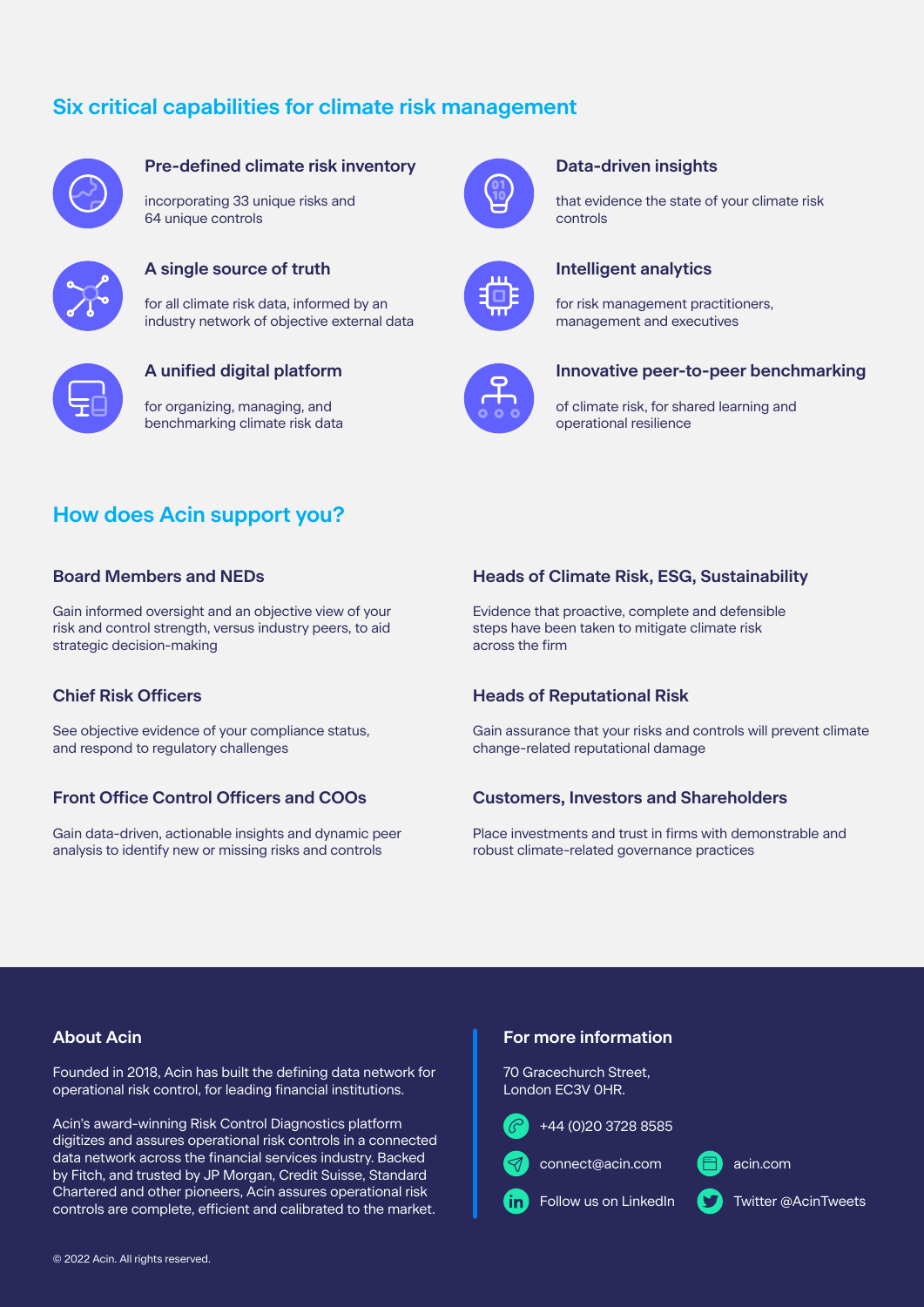## Six critical capabilities for climate risk management

### Pre-defined climate risk inventory

incorporating 33 unique risks and 64 unique controls

### A single source of truth

for all climate risk data, informed by an industry network of objective external data

### A unified digital platform

for organizing, managing, and benchmarking climate risk data

### Data-driven insights

that evidence the state of your climate risk controls

### Intelligent analytics

for risk management practitioners, management and executives

### Innovative peer-to-peer benchmarking

of climate risk, for shared learning and operational resilience

## How does Acin support you?

### Board Members and NEDs

Gain informed oversight and an objective view of your risk and control strength, versus industry peers, to aid strategic decision-making

### Chief Risk Officers

See objective evidence of your compliance status, and respond to regulatory challenges

### Front Office Control Officers and COOs

Gain data-driven, actionable insights and dynamic peer analysis to identify new or missing risks and controls

### Heads of Climate Risk, ESG, Sustainability

Evidence that proactive, complete and defensible steps have been taken to mitigate climate risk across the firm

### Heads of Reputational Risk

Gain assurance that your risks and controls will prevent climate change-related reputational damage

### Customers, Investors and Shareholders

Place investments and trust in firms with demonstrable and robust climate-related governance practices

### About Acin

Founded in 2018, Acin has built the defining data network for operational risk control, for leading financial institutions.

Acin's award-winning Risk Control Diagnostics platform digitizes and assures operational risk controls in a connected data network across the financial services industry. Backed by Fitch, and trusted by JP Morgan, Credit Suisse, Standard Chartered and other pioneers, Acin assures operational risk controls are complete, efficient and calibrated to the market.

### For more information

70 Gracechurch Street,
London EC3V 0HR.

+44 (0)20 3728 8585

connect@acin.com

acin.com

Follow us on LinkedIn

Twitter @AcinTweets

© 2022 Acin. All rights reserved.